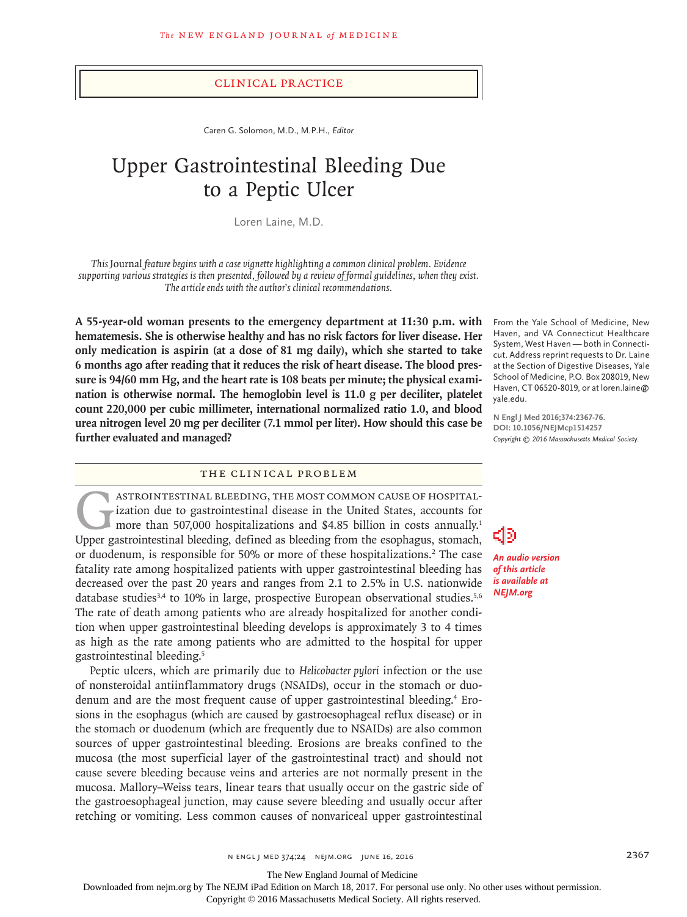## Clinical Practice

Caren G. Solomon, M.D., M.P.H., *Editor*

# Upper Gastrointestinal Bleeding Due to a Peptic Ulcer

Loren Laine, M.D.

*This* Journal *feature begins with a case vignette highlighting a common clinical problem. Evidence supporting various strategies is then presented, followed by a review of formal guidelines, when they exist. The article ends with the author's clinical recommendations.*

**A 55-year-old woman presents to the emergency department at 11:30 p.m. with hematemesis. She is otherwise healthy and has no risk factors for liver disease. Her only medication is aspirin (at a dose of 81 mg daily), which she started to take 6 months ago after reading that it reduces the risk of heart disease. The blood pressure is 94/60 mm Hg, and the heart rate is 108 beats per minute; the physical examination is otherwise normal. The hemoglobin level is 11.0 g per deciliter, platelet count 220,000 per cubic millimeter, international normalized ratio 1.0, and blood urea nitrogen level 20 mg per deciliter (7.1 mmol per liter). How should this case be further evaluated and managed?**

From the Yale School of Medicine, New Haven, and VA Connecticut Healthcare System, West Haven — both in Connecticut. Address reprint requests to Dr. Laine at the Section of Digestive Diseases, Yale School of Medicine, P.O. Box 208019, New Haven, CT 06520-8019, or at loren.laine@yale.edu.

**N Engl J Med 2016;374:2367-76.**
**DOI: 10.1056/NEJMcp1514257**
*Copyright © 2016 Massachusetts Medical Society.*

*An audio version of this article is available at NEJM.org*

## The Clinical Problem

Gastrointestinal bleeding, the most common cause of hospitalization due to gastrointestinal disease in the United States, accounts for more than 507,000 hospitalizations and $4.85 billion in costs annually.[1] Upper gastrointestinal bleeding, defined as bleeding from the esophagus, stomach, or duodenum, is responsible for 50% or more of these hospitalizations.[2] The case fatality rate among hospitalized patients with upper gastrointestinal bleeding has decreased over the past 20 years and ranges from 2.1 to 2.5% in U.S. nationwide database studies[3,4] to 10% in large, prospective European observational studies.[5,6] The rate of death among patients who are already hospitalized for another condition when upper gastrointestinal bleeding develops is approximately 3 to 4 times as high as the rate among patients who are admitted to the hospital for upper gastrointestinal bleeding.[5]

Peptic ulcers, which are primarily due to *Helicobacter pylori* infection or the use of nonsteroidal antiinflammatory drugs (NSAIDs), occur in the stomach or duodenum and are the most frequent cause of upper gastrointestinal bleeding.[4] Erosions in the esophagus (which are caused by gastroesophageal reflux disease) or in the stomach or duodenum (which are frequently due to NSAIDs) are also common sources of upper gastrointestinal bleeding. Erosions are breaks confined to the mucosa (the most superficial layer of the gastrointestinal tract) and should not cause severe bleeding because veins and arteries are not normally present in the mucosa. Mallory–Weiss tears, linear tears that usually occur on the gastric side of the gastroesophageal junction, may cause severe bleeding and usually occur after retching or vomiting. Less common causes of nonvariceal upper gastrointestinal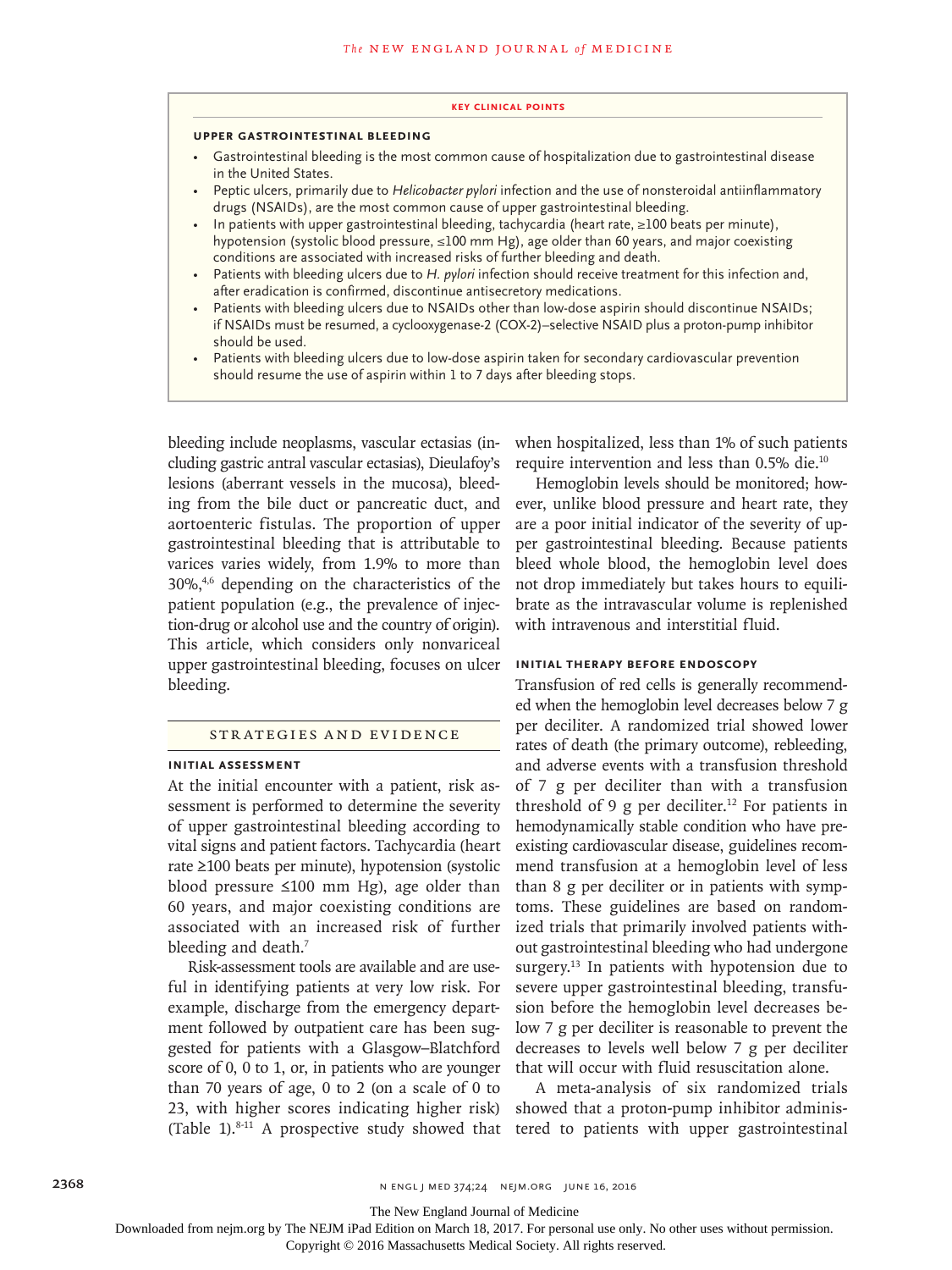## KEY CLINICAL POINTS

### UPPER GASTROINTESTINAL BLEEDING

- Gastrointestinal bleeding is the most common cause of hospitalization due to gastrointestinal disease in the United States.
- Peptic ulcers, primarily due to *Helicobacter pylori* infection and the use of nonsteroidal antiinflammatory drugs (NSAIDs), are the most common cause of upper gastrointestinal bleeding.
- In patients with upper gastrointestinal bleeding, tachycardia (heart rate, ≥100 beats per minute), hypotension (systolic blood pressure, ≤100 mm Hg), age older than 60 years, and major coexisting conditions are associated with increased risks of further bleeding and death.
- Patients with bleeding ulcers due to *H. pylori* infection should receive treatment for this infection and, after eradication is confirmed, discontinue antisecretory medications.
- Patients with bleeding ulcers due to NSAIDs other than low-dose aspirin should discontinue NSAIDs; if NSAIDs must be resumed, a cyclooxygenase-2 (COX-2)–selective NSAID plus a proton-pump inhibitor should be used.
- Patients with bleeding ulcers due to low-dose aspirin taken for secondary cardiovascular prevention should resume the use of aspirin within 1 to 7 days after bleeding stops.

bleeding include neoplasms, vascular ectasias (including gastric antral vascular ectasias), Dieulafoy's lesions (aberrant vessels in the mucosa), bleeding from the bile duct or pancreatic duct, and aortoenteric fistulas. The proportion of upper gastrointestinal bleeding that is attributable to varices varies widely, from 1.9% to more than 30%,[4,6] depending on the characteristics of the patient population (e.g., the prevalence of injection-drug or alcohol use and the country of origin). This article, which considers only nonvariceal upper gastrointestinal bleeding, focuses on ulcer bleeding.

## STRATEGIES AND EVIDENCE

### INITIAL ASSESSMENT

At the initial encounter with a patient, risk assessment is performed to determine the severity of upper gastrointestinal bleeding according to vital signs and patient factors. Tachycardia (heart rate ≥100 beats per minute), hypotension (systolic blood pressure ≤100 mm Hg), age older than 60 years, and major coexisting conditions are associated with an increased risk of further bleeding and death.[7]

Risk-assessment tools are available and are useful in identifying patients at very low risk. For example, discharge from the emergency department followed by outpatient care has been suggested for patients with a Glasgow–Blatchford score of 0, 0 to 1, or, in patients who are younger than 70 years of age, 0 to 2 (on a scale of 0 to 23, with higher scores indicating higher risk) (Table 1).[8-11] A prospective study showed that when hospitalized, less than 1% of such patients require intervention and less than 0.5% die.[10]

Hemoglobin levels should be monitored; however, unlike blood pressure and heart rate, they are a poor initial indicator of the severity of upper gastrointestinal bleeding. Because patients bleed whole blood, the hemoglobin level does not drop immediately but takes hours to equilibrate as the intravascular volume is replenished with intravenous and interstitial fluid.

### INITIAL THERAPY BEFORE ENDOSCOPY

Transfusion of red cells is generally recommended when the hemoglobin level decreases below 7 g per deciliter. A randomized trial showed lower rates of death (the primary outcome), rebleeding, and adverse events with a transfusion threshold of 7 g per deciliter than with a transfusion threshold of 9 g per deciliter.[12] For patients in hemodynamically stable condition who have preexisting cardiovascular disease, guidelines recommend transfusion at a hemoglobin level of less than 8 g per deciliter or in patients with symptoms. These guidelines are based on randomized trials that primarily involved patients without gastrointestinal bleeding who had undergone surgery.[13] In patients with hypotension due to severe upper gastrointestinal bleeding, transfusion before the hemoglobin level decreases below 7 g per deciliter is reasonable to prevent the decreases to levels well below 7 g per deciliter that will occur with fluid resuscitation alone.

A meta-analysis of six randomized trials showed that a proton-pump inhibitor administered to patients with upper gastrointestinal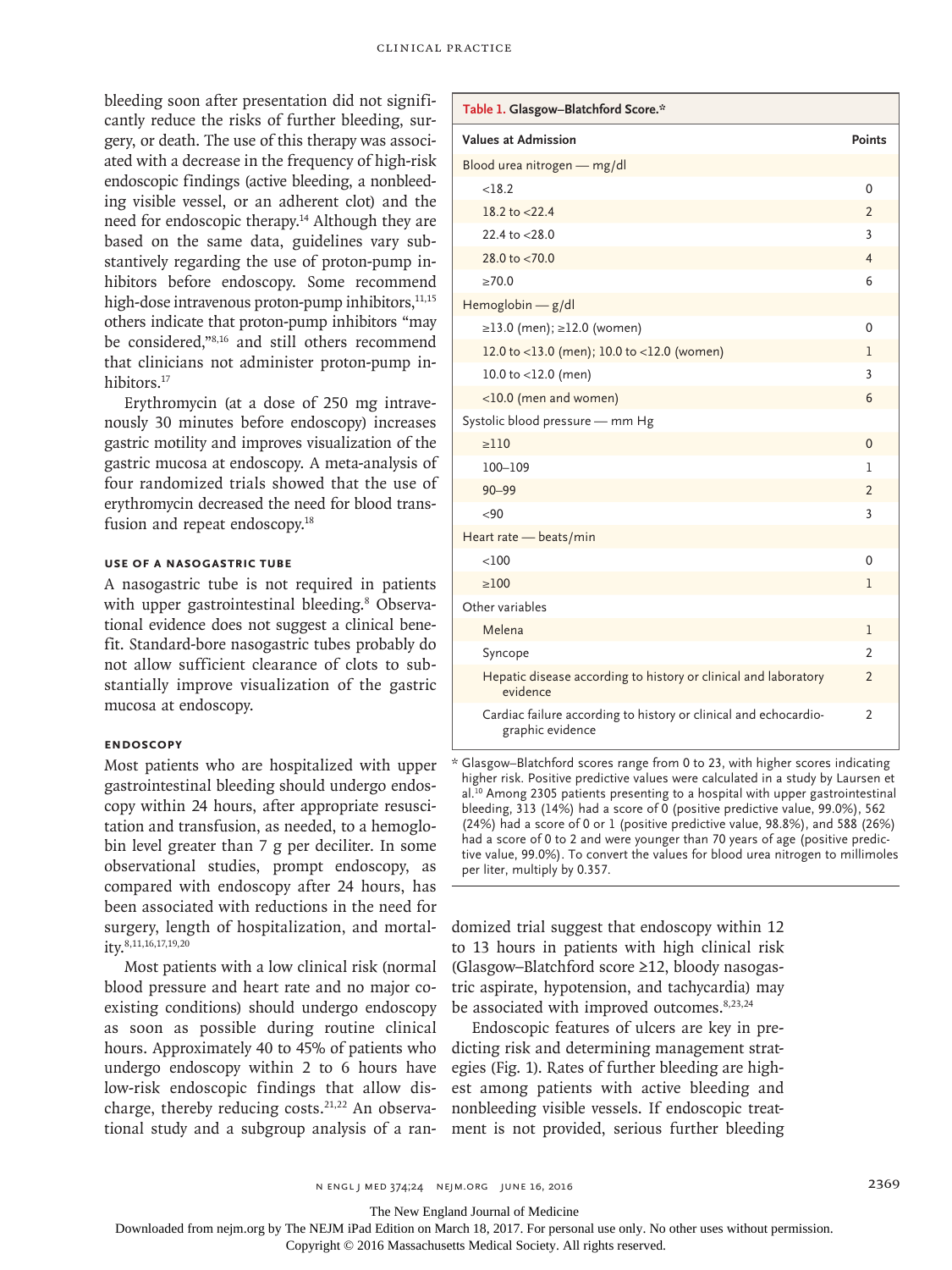bleeding soon after presentation did not significantly reduce the risks of further bleeding, surgery, or death. The use of this therapy was associated with a decrease in the frequency of high-risk endoscopic findings (active bleeding, a nonbleeding visible vessel, or an adherent clot) and the need for endoscopic therapy.[14] Although they are based on the same data, guidelines vary substantively regarding the use of proton-pump inhibitors before endoscopy. Some recommend high-dose intravenous proton-pump inhibitors,[11,15] others indicate that proton-pump inhibitors "may be considered,"[8,16] and still others recommend that clinicians not administer proton-pump inhibitors.[17]

Erythromycin (at a dose of 250 mg intravenously 30 minutes before endoscopy) increases gastric motility and improves visualization of the gastric mucosa at endoscopy. A meta-analysis of four randomized trials showed that the use of erythromycin decreased the need for blood transfusion and repeat endoscopy.[18]

### Use of a Nasogastric Tube

A nasogastric tube is not required in patients with upper gastrointestinal bleeding.[8] Observational evidence does not suggest a clinical benefit. Standard-bore nasogastric tubes probably do not allow sufficient clearance of clots to substantially improve visualization of the gastric mucosa at endoscopy.

### Endoscopy

Most patients who are hospitalized with upper gastrointestinal bleeding should undergo endoscopy within 24 hours, after appropriate resuscitation and transfusion, as needed, to a hemoglobin level greater than 7 g per deciliter. In some observational studies, prompt endoscopy, as compared with endoscopy after 24 hours, has been associated with reductions in the need for surgery, length of hospitalization, and mortality.[8,11,16,17,19,20]

Most patients with a low clinical risk (normal blood pressure and heart rate and no major coexisting conditions) should undergo endoscopy as soon as possible during routine clinical hours. Approximately 40 to 45% of patients who undergo endoscopy within 2 to 6 hours have low-risk endoscopic findings that allow discharge, thereby reducing costs.[21,22] An observational study and a subgroup analysis of a randomized trial suggest that endoscopy within 12 to 13 hours in patients with high clinical risk (Glasgow–Blatchford score ≥12, bloody nasogastric aspirate, hypotension, and tachycardia) may be associated with improved outcomes.[8,23,24]

Endoscopic features of ulcers are key in predicting risk and determining management strategies (Fig. 1). Rates of further bleeding are highest among patients with active bleeding and nonbleeding visible vessels. If endoscopic treatment is not provided, serious further bleeding

**Table 1. Glasgow–Blatchford Score.***

| Values at Admission | Points |
|---|---|
| **Blood urea nitrogen — mg/dl** | |
| <18.2 | 0 |
| 18.2 to <22.4 | 2 |
| 22.4 to <28.0 | 3 |
| 28.0 to <70.0 | 4 |
| ≥70.0 | 6 |
| **Hemoglobin — g/dl** | |
| ≥13.0 (men); ≥12.0 (women) | 0 |
| 12.0 to <13.0 (men); 10.0 to <12.0 (women) | 1 |
| 10.0 to <12.0 (men) | 3 |
| <10.0 (men and women) | 6 |
| **Systolic blood pressure — mm Hg** | |
| ≥110 | 0 |
| 100–109 | 1 |
| 90–99 | 2 |
| <90 | 3 |
| **Heart rate — beats/min** | |
| <100 | 0 |
| ≥100 | 1 |
| **Other variables** | |
| Melena | 1 |
| Syncope | 2 |
| Hepatic disease according to history or clinical and laboratory evidence | 2 |
| Cardiac failure according to history or clinical and echocardiographic evidence | 2 |

\* Glasgow–Blatchford scores range from 0 to 23, with higher scores indicating higher risk. Positive predictive values were calculated in a study by Laursen et al.[10] Among 2305 patients presenting to a hospital with upper gastrointestinal bleeding, 313 (14%) had a score of 0 (positive predictive value, 99.0%), 562 (24%) had a score of 0 or 1 (positive predictive value, 98.8%), and 588 (26%) had a score of 0 to 2 and were younger than 70 years of age (positive predictive value, 99.0%). To convert the values for blood urea nitrogen to millimoles per liter, multiply by 0.357.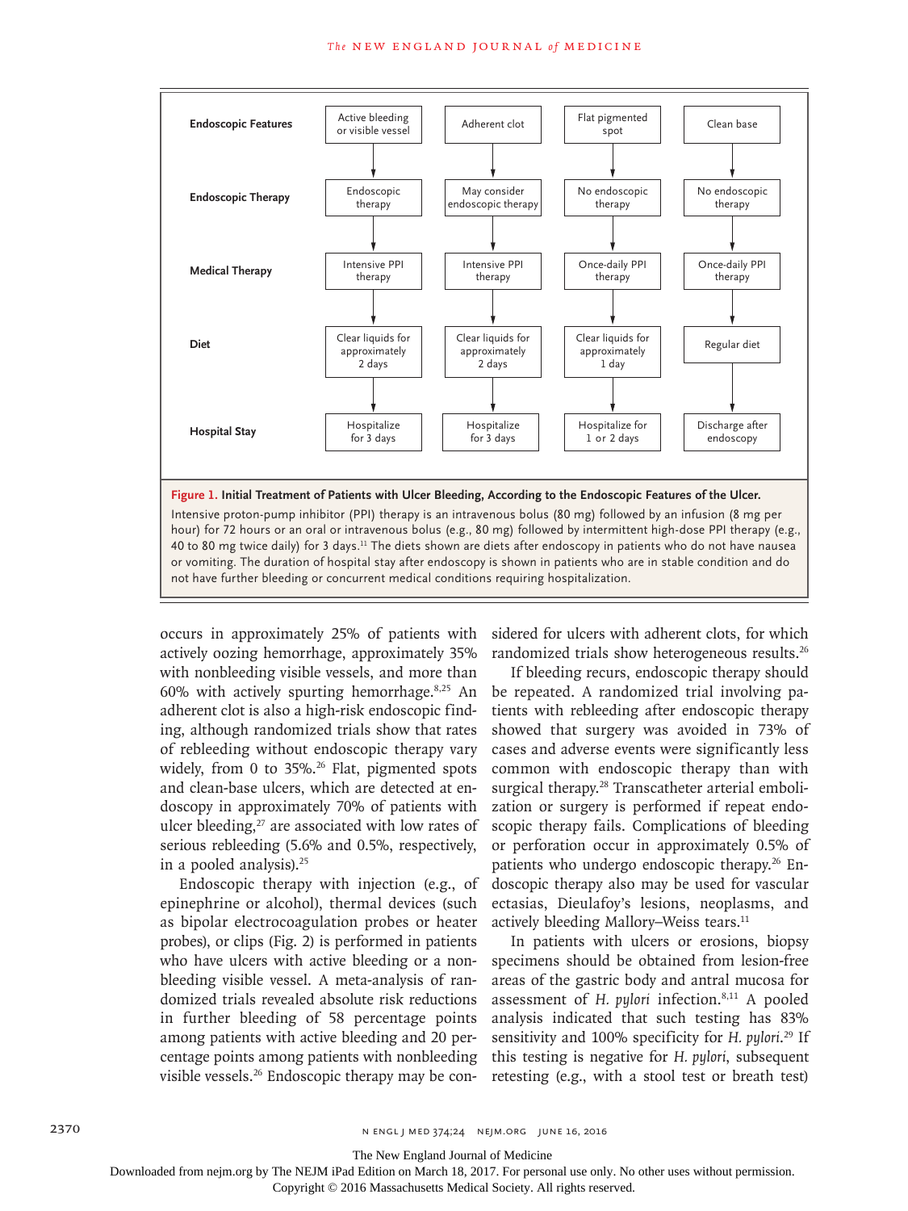| Endoscopic Features | Active bleeding or visible vessel | Adherent clot | Flat pigmented spot | Clean base |
|---|---|---|---|---|
| Endoscopic Therapy | Endoscopic therapy | May consider endoscopic therapy | No endoscopic therapy | No endoscopic therapy |
| Medical Therapy | Intensive PPI therapy | Intensive PPI therapy | Once-daily PPI therapy | Once-daily PPI therapy |
| Diet | Clear liquids for approximately 2 days | Clear liquids for approximately 2 days | Clear liquids for approximately 1 day | Regular diet |
| Hospital Stay | Hospitalize for 3 days | Hospitalize for 3 days | Hospitalize for 1 or 2 days | Discharge after endoscopy |

**Figure 1. Initial Treatment of Patients with Ulcer Bleeding, According to the Endoscopic Features of the Ulcer.**

Intensive proton-pump inhibitor (PPI) therapy is an intravenous bolus (80 mg) followed by an infusion (8 mg per hour) for 72 hours or an oral or intravenous bolus (e.g., 80 mg) followed by intermittent high-dose PPI therapy (e.g., 40 to 80 mg twice daily) for 3 days.[11] The diets shown are diets after endoscopy in patients who do not have nausea or vomiting. The duration of hospital stay after endoscopy is shown in patients who are in stable condition and do not have further bleeding or concurrent medical conditions requiring hospitalization.

occurs in approximately 25% of patients with actively oozing hemorrhage, approximately 35% with nonbleeding visible vessels, and more than 60% with actively spurting hemorrhage.[8,25] An adherent clot is also a high-risk endoscopic finding, although randomized trials show that rates of rebleeding without endoscopic therapy vary widely, from 0 to 35%.[26] Flat, pigmented spots and clean-base ulcers, which are detected at endoscopy in approximately 70% of patients with ulcer bleeding,[27] are associated with low rates of serious rebleeding (5.6% and 0.5%, respectively, in a pooled analysis).[25]

Endoscopic therapy with injection (e.g., of epinephrine or alcohol), thermal devices (such as bipolar electrocoagulation probes or heater probes), or clips (Fig. 2) is performed in patients who have ulcers with active bleeding or a nonbleeding visible vessel. A meta-analysis of randomized trials revealed absolute risk reductions in further bleeding of 58 percentage points among patients with active bleeding and 20 percentage points among patients with nonbleeding visible vessels.[26] Endoscopic therapy may be considered for ulcers with adherent clots, for which randomized trials show heterogeneous results.[26]

If bleeding recurs, endoscopic therapy should be repeated. A randomized trial involving patients with rebleeding after endoscopic therapy showed that surgery was avoided in 73% of cases and adverse events were significantly less common with endoscopic therapy than with surgical therapy.[28] Transcatheter arterial embolization or surgery is performed if repeat endoscopic therapy fails. Complications of bleeding or perforation occur in approximately 0.5% of patients who undergo endoscopic therapy.[26] Endoscopic therapy also may be used for vascular ectasias, Dieulafoy's lesions, neoplasms, and actively bleeding Mallory–Weiss tears.[11]

In patients with ulcers or erosions, biopsy specimens should be obtained from lesion-free areas of the gastric body and antral mucosa for assessment of *H. pylori* infection.[8,11] A pooled analysis indicated that such testing has 83% sensitivity and 100% specificity for *H. pylori*.[29] If this testing is negative for *H. pylori*, subsequent retesting (e.g., with a stool test or breath test)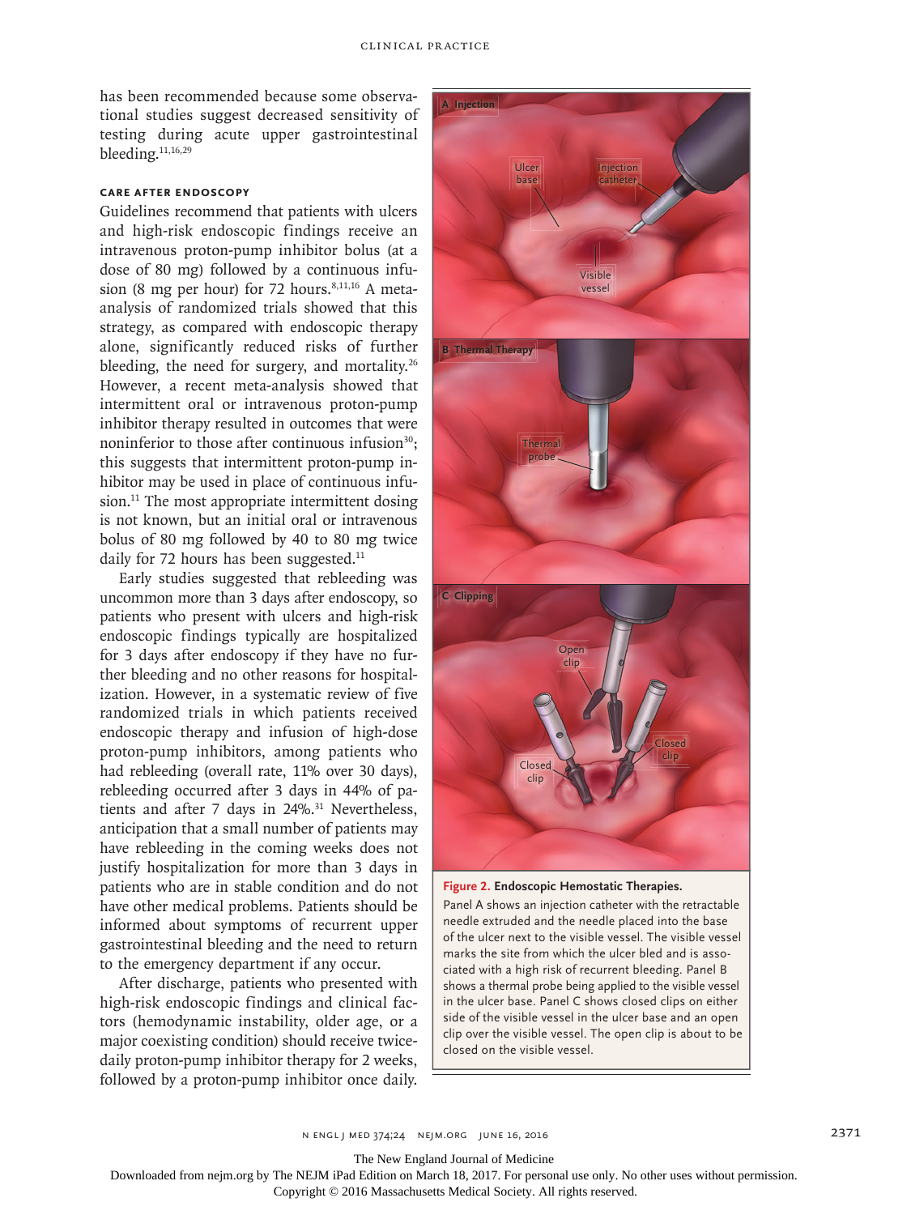has been recommended because some observational studies suggest decreased sensitivity of testing during acute upper gastrointestinal bleeding.[11,16,29]

### CARE AFTER ENDOSCOPY

Guidelines recommend that patients with ulcers and high-risk endoscopic findings receive an intravenous proton-pump inhibitor bolus (at a dose of 80 mg) followed by a continuous infusion (8 mg per hour) for 72 hours.[8,11,16] A meta-analysis of randomized trials showed that this strategy, as compared with endoscopic therapy alone, significantly reduced risks of further bleeding, the need for surgery, and mortality.[26] However, a recent meta-analysis showed that intermittent oral or intravenous proton-pump inhibitor therapy resulted in outcomes that were noninferior to those after continuous infusion[30]; this suggests that intermittent proton-pump inhibitor may be used in place of continuous infusion.[11] The most appropriate intermittent dosing is not known, but an initial oral or intravenous bolus of 80 mg followed by 40 to 80 mg twice daily for 72 hours has been suggested.[11]

Early studies suggested that rebleeding was uncommon more than 3 days after endoscopy, so patients who present with ulcers and high-risk endoscopic findings typically are hospitalized for 3 days after endoscopy if they have no further bleeding and no other reasons for hospitalization. However, in a systematic review of five randomized trials in which patients received endoscopic therapy and infusion of high-dose proton-pump inhibitors, among patients who had rebleeding (overall rate, 11% over 30 days), rebleeding occurred after 3 days in 44% of patients and after 7 days in 24%.[31] Nevertheless, anticipation that a small number of patients may have rebleeding in the coming weeks does not justify hospitalization for more than 3 days in patients who are in stable condition and do not have other medical problems. Patients should be informed about symptoms of recurrent upper gastrointestinal bleeding and the need to return to the emergency department if any occur.

After discharge, patients who presented with high-risk endoscopic findings and clinical factors (hemodynamic instability, older age, or a major coexisting condition) should receive twice-daily proton-pump inhibitor therapy for 2 weeks, followed by a proton-pump inhibitor once daily.

**Figure 2. Endoscopic Hemostatic Therapies.**

Panel A shows an injection catheter with the retractable needle extruded and the needle placed into the base of the ulcer next to the visible vessel. The visible vessel marks the site from which the ulcer bled and is associated with a high risk of recurrent bleeding. Panel B shows a thermal probe being applied to the visible vessel in the ulcer base. Panel C shows closed clips on either side of the visible vessel in the ulcer base and an open clip over the visible vessel. The open clip is about to be closed on the visible vessel.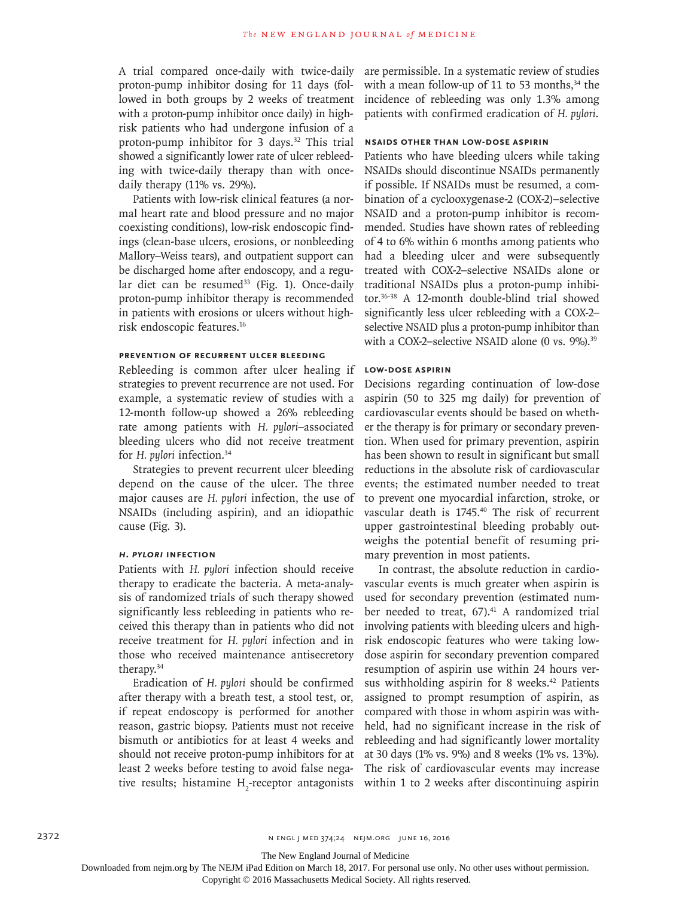A trial compared once-daily with twice-daily proton-pump inhibitor dosing for 11 days (followed in both groups by 2 weeks of treatment with a proton-pump inhibitor once daily) in high-risk patients who had undergone infusion of a proton-pump inhibitor for 3 days.[32] This trial showed a significantly lower rate of ulcer rebleeding with twice-daily therapy than with once-daily therapy (11% vs. 29%).

Patients with low-risk clinical features (a normal heart rate and blood pressure and no major coexisting conditions), low-risk endoscopic findings (clean-base ulcers, erosions, or nonbleeding Mallory–Weiss tears), and outpatient support can be discharged home after endoscopy, and a regular diet can be resumed[33] (Fig. 1). Once-daily proton-pump inhibitor therapy is recommended in patients with erosions or ulcers without high-risk endoscopic features.[16]

### PREVENTION OF RECURRENT ULCER BLEEDING

Rebleeding is common after ulcer healing if strategies to prevent recurrence are not used. For example, a systematic review of studies with a 12-month follow-up showed a 26% rebleeding rate among patients with *H. pylori*–associated bleeding ulcers who did not receive treatment for *H. pylori* infection.[34]

Strategies to prevent recurrent ulcer bleeding depend on the cause of the ulcer. The three major causes are *H. pylori* infection, the use of NSAIDs (including aspirin), and an idiopathic cause (Fig. 3).

#### *H. PYLORI* INFECTION

Patients with *H. pylori* infection should receive therapy to eradicate the bacteria. A meta-analysis of randomized trials of such therapy showed significantly less rebleeding in patients who received this therapy than in patients who did not receive treatment for *H. pylori* infection and in those who received maintenance antisecretory therapy.[34]

Eradication of *H. pylori* should be confirmed after therapy with a breath test, a stool test, or, if repeat endoscopy is performed for another reason, gastric biopsy. Patients must not receive bismuth or antibiotics for at least 4 weeks and should not receive proton-pump inhibitors for at least 2 weeks before testing to avoid false negative results; histamine $H_2$-receptor antagonists are permissible. In a systematic review of studies with a mean follow-up of 11 to 53 months,[34] the incidence of rebleeding was only 1.3% among patients with confirmed eradication of *H. pylori*.

#### NSAIDS OTHER THAN LOW-DOSE ASPIRIN

Patients who have bleeding ulcers while taking NSAIDs should discontinue NSAIDs permanently if possible. If NSAIDs must be resumed, a combination of a cyclooxygenase-2 (COX-2)–selective NSAID and a proton-pump inhibitor is recommended. Studies have shown rates of rebleeding of 4 to 6% within 6 months among patients who had a bleeding ulcer and were subsequently treated with COX-2–selective NSAIDs alone or traditional NSAIDs plus a proton-pump inhibitor.[36-38] A 12-month double-blind trial showed significantly less ulcer rebleeding with a COX-2–selective NSAID plus a proton-pump inhibitor than with a COX-2–selective NSAID alone (0 vs. 9%).[39]

#### LOW-DOSE ASPIRIN

Decisions regarding continuation of low-dose aspirin (50 to 325 mg daily) for prevention of cardiovascular events should be based on whether the therapy is for primary or secondary prevention. When used for primary prevention, aspirin has been shown to result in significant but small reductions in the absolute risk of cardiovascular events; the estimated number needed to treat to prevent one myocardial infarction, stroke, or vascular death is 1745.[40] The risk of recurrent upper gastrointestinal bleeding probably outweighs the potential benefit of resuming primary prevention in most patients.

In contrast, the absolute reduction in cardiovascular events is much greater when aspirin is used for secondary prevention (estimated number needed to treat, 67).[41] A randomized trial involving patients with bleeding ulcers and high-risk endoscopic features who were taking low-dose aspirin for secondary prevention compared resumption of aspirin use within 24 hours versus withholding aspirin for 8 weeks.[42] Patients assigned to prompt resumption of aspirin, as compared with those in whom aspirin was withheld, had no significant increase in the risk of rebleeding and had significantly lower mortality at 30 days (1% vs. 9%) and 8 weeks (1% vs. 13%). The risk of cardiovascular events may increase within 1 to 2 weeks after discontinuing aspirin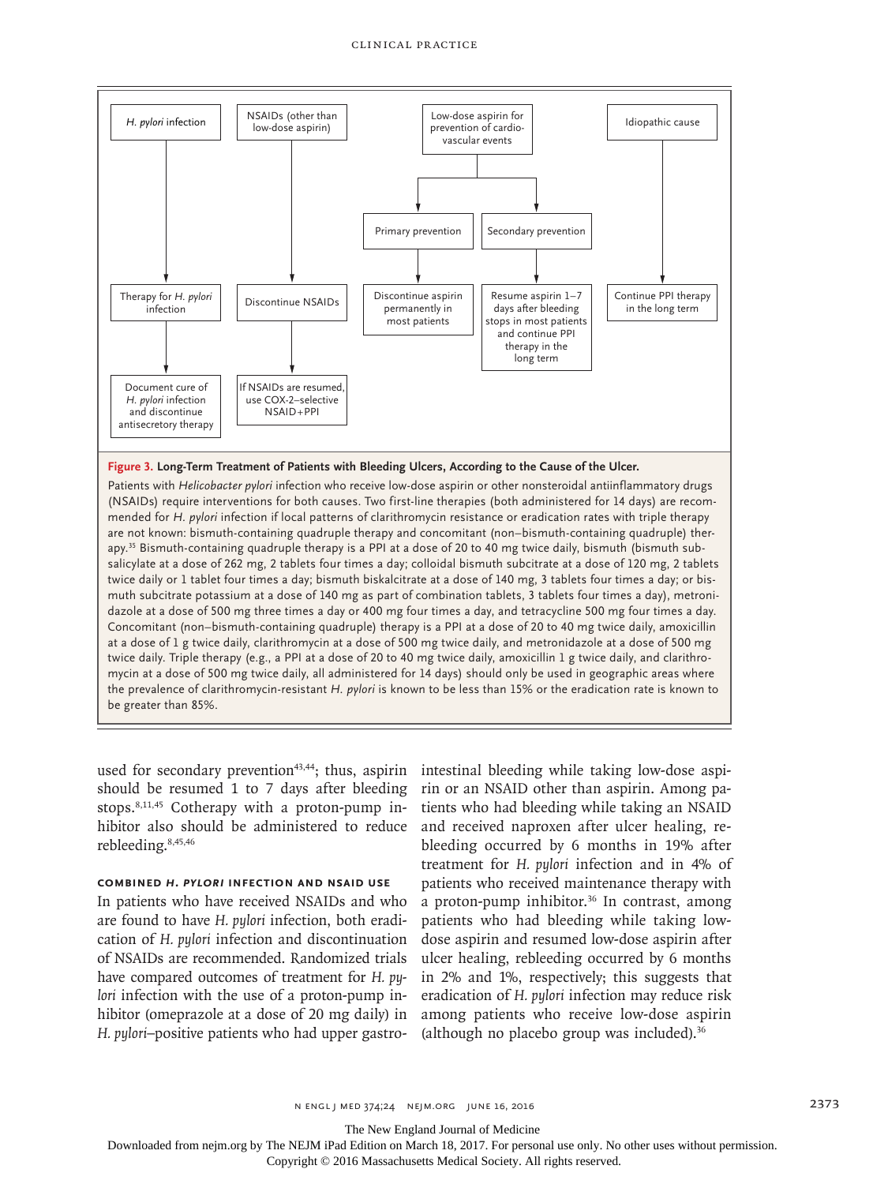H. pylori infection → Therapy for H. pylori infection → Document cure of H. pylori infection and discontinue antisecretory therapy

NSAIDs (other than low-dose aspirin) → Discontinue NSAIDs → If NSAIDs are resumed, use COX-2–selective NSAID+PPI

Low-dose aspirin for prevention of cardiovascular events
- Primary prevention → Discontinue aspirin permanently in most patients
- Secondary prevention → Resume aspirin 1–7 days after bleeding stops in most patients and continue PPI therapy in the long term

Idiopathic cause → Continue PPI therapy in the long term

**Figure 3. Long-Term Treatment of Patients with Bleeding Ulcers, According to the Cause of the Ulcer.**

Patients with *Helicobacter pylori* infection who receive low-dose aspirin or other nonsteroidal antiinflammatory drugs (NSAIDs) require interventions for both causes. Two first-line therapies (both administered for 14 days) are recommended for *H. pylori* infection if local patterns of clarithromycin resistance or eradication rates with triple therapy are not known: bismuth-containing quadruple therapy and concomitant (non–bismuth-containing quadruple) therapy.[35] Bismuth-containing quadruple therapy is a PPI at a dose of 20 to 40 mg twice daily, bismuth (bismuth subsalicylate at a dose of 262 mg, 2 tablets four times a day; colloidal bismuth subcitrate at a dose of 120 mg, 2 tablets twice daily or 1 tablet four times a day; bismuth biskalcitrate at a dose of 140 mg, 3 tablets four times a day; or bismuth subcitrate potassium at a dose of 140 mg as part of combination tablets, 3 tablets four times a day), metronidazole at a dose of 500 mg three times a day or 400 mg four times a day, and tetracycline 500 mg four times a day. Concomitant (non–bismuth-containing quadruple) therapy is a PPI at a dose of 20 to 40 mg twice daily, amoxicillin at a dose of 1 g twice daily, clarithromycin at a dose of 500 mg twice daily, and metronidazole at a dose of 500 mg twice daily. Triple therapy (e.g., a PPI at a dose of 20 to 40 mg twice daily, amoxicillin 1 g twice daily, and clarithromycin at a dose of 500 mg twice daily, all administered for 14 days) should only be used in geographic areas where the prevalence of clarithromycin-resistant *H. pylori* is known to be less than 15% or the eradication rate is known to be greater than 85%.

used for secondary prevention[43,44]; thus, aspirin should be resumed 1 to 7 days after bleeding stops.[8,11,45] Cotherapy with a proton-pump inhibitor also should be administered to reduce rebleeding.[8,45,46]

### COMBINED *H. PYLORI* INFECTION AND NSAID USE

In patients who have received NSAIDs and who are found to have *H. pylori* infection, both eradication of *H. pylori* infection and discontinuation of NSAIDs are recommended. Randomized trials have compared outcomes of treatment for *H. pylori* infection with the use of a proton-pump inhibitor (omeprazole at a dose of 20 mg daily) in *H. pylori*–positive patients who had upper gastrointestinal bleeding while taking low-dose aspirin or an NSAID other than aspirin. Among patients who had bleeding while taking an NSAID and received naproxen after ulcer healing, rebleeding occurred by 6 months in 19% after treatment for *H. pylori* infection and in 4% of patients who received maintenance therapy with a proton-pump inhibitor.[36] In contrast, among patients who had bleeding while taking low-dose aspirin and resumed low-dose aspirin after ulcer healing, rebleeding occurred by 6 months in 2% and 1%, respectively; this suggests that eradication of *H. pylori* infection may reduce risk among patients who receive low-dose aspirin (although no placebo group was included).[36]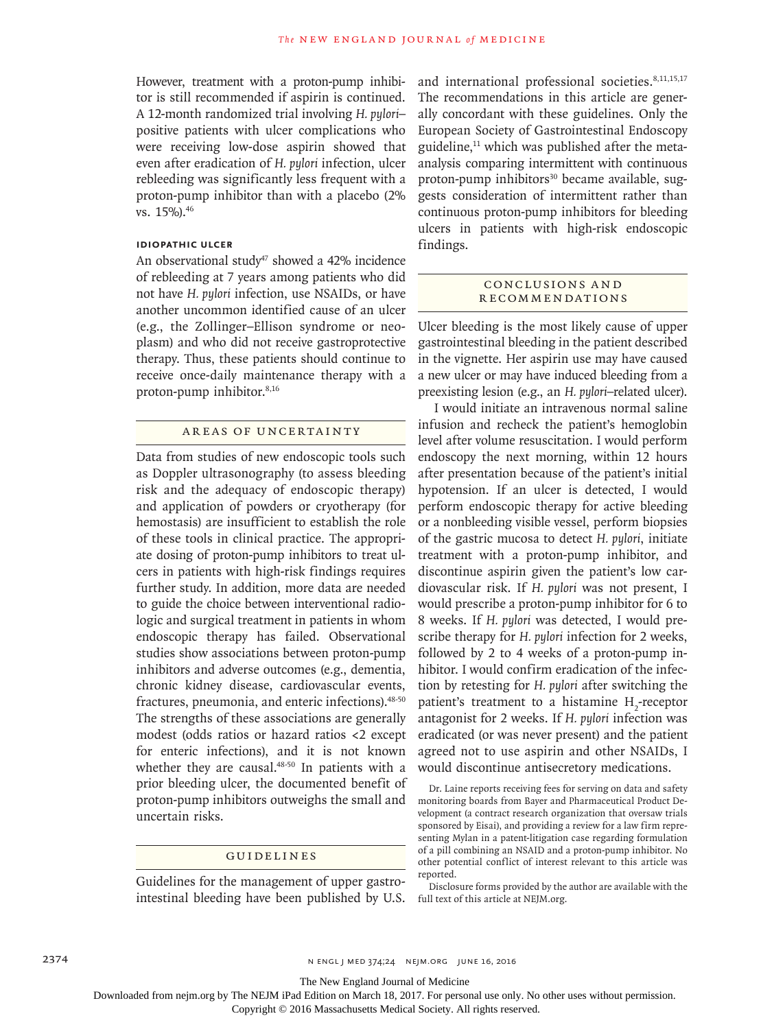However, treatment with a proton-pump inhibitor is still recommended if aspirin is continued. A 12-month randomized trial involving *H. pylori*–positive patients with ulcer complications who were receiving low-dose aspirin showed that even after eradication of *H. pylori* infection, ulcer rebleeding was significantly less frequent with a proton-pump inhibitor than with a placebo (2% vs. 15%).[46]

### IDIOPATHIC ULCER

An observational study[47] showed a 42% incidence of rebleeding at 7 years among patients who did not have *H. pylori* infection, use NSAIDs, or have another uncommon identified cause of an ulcer (e.g., the Zollinger–Ellison syndrome or neoplasm) and who did not receive gastroprotective therapy. Thus, these patients should continue to receive once-daily maintenance therapy with a proton-pump inhibitor.[8,16]

## AREAS OF UNCERTAINTY

Data from studies of new endoscopic tools such as Doppler ultrasonography (to assess bleeding risk and the adequacy of endoscopic therapy) and application of powders or cryotherapy (for hemostasis) are insufficient to establish the role of these tools in clinical practice. The appropriate dosing of proton-pump inhibitors to treat ulcers in patients with high-risk findings requires further study. In addition, more data are needed to guide the choice between interventional radiologic and surgical treatment in patients in whom endoscopic therapy has failed. Observational studies show associations between proton-pump inhibitors and adverse outcomes (e.g., dementia, chronic kidney disease, cardiovascular events, fractures, pneumonia, and enteric infections).[48-50] The strengths of these associations are generally modest (odds ratios or hazard ratios <2 except for enteric infections), and it is not known whether they are causal.[48-50] In patients with a prior bleeding ulcer, the documented benefit of proton-pump inhibitors outweighs the small and uncertain risks.

## GUIDELINES

Guidelines for the management of upper gastrointestinal bleeding have been published by U.S. and international professional societies.[8,11,15,17] The recommendations in this article are generally concordant with these guidelines. Only the European Society of Gastrointestinal Endoscopy guideline,[11] which was published after the meta-analysis comparing intermittent with continuous proton-pump inhibitors[30] became available, suggests consideration of intermittent rather than continuous proton-pump inhibitors for bleeding ulcers in patients with high-risk endoscopic findings.

## CONCLUSIONS AND RECOMMENDATIONS

Ulcer bleeding is the most likely cause of upper gastrointestinal bleeding in the patient described in the vignette. Her aspirin use may have caused a new ulcer or may have induced bleeding from a preexisting lesion (e.g., an *H. pylori*–related ulcer).

I would initiate an intravenous normal saline infusion and recheck the patient's hemoglobin level after volume resuscitation. I would perform endoscopy the next morning, within 12 hours after presentation because of the patient's initial hypotension. If an ulcer is detected, I would perform endoscopic therapy for active bleeding or a nonbleeding visible vessel, perform biopsies of the gastric mucosa to detect *H. pylori*, initiate treatment with a proton-pump inhibitor, and discontinue aspirin given the patient's low cardiovascular risk. If *H. pylori* was not present, I would prescribe a proton-pump inhibitor for 6 to 8 weeks. If *H. pylori* was detected, I would prescribe therapy for *H. pylori* infection for 2 weeks, followed by 2 to 4 weeks of a proton-pump inhibitor. I would confirm eradication of the infection by retesting for *H. pylori* after switching the patient's treatment to a histamine $H_2$-receptor antagonist for 2 weeks. If *H. pylori* infection was eradicated (or was never present) and the patient agreed not to use aspirin and other NSAIDs, I would discontinue antisecretory medications.

Dr. Laine reports receiving fees for serving on data and safety monitoring boards from Bayer and Pharmaceutical Product Development (a contract research organization that oversaw trials sponsored by Eisai), and providing a review for a law firm representing Mylan in a patent-litigation case regarding formulation of a pill combining an NSAID and a proton-pump inhibitor. No other potential conflict of interest relevant to this article was reported.

Disclosure forms provided by the author are available with the full text of this article at NEJM.org.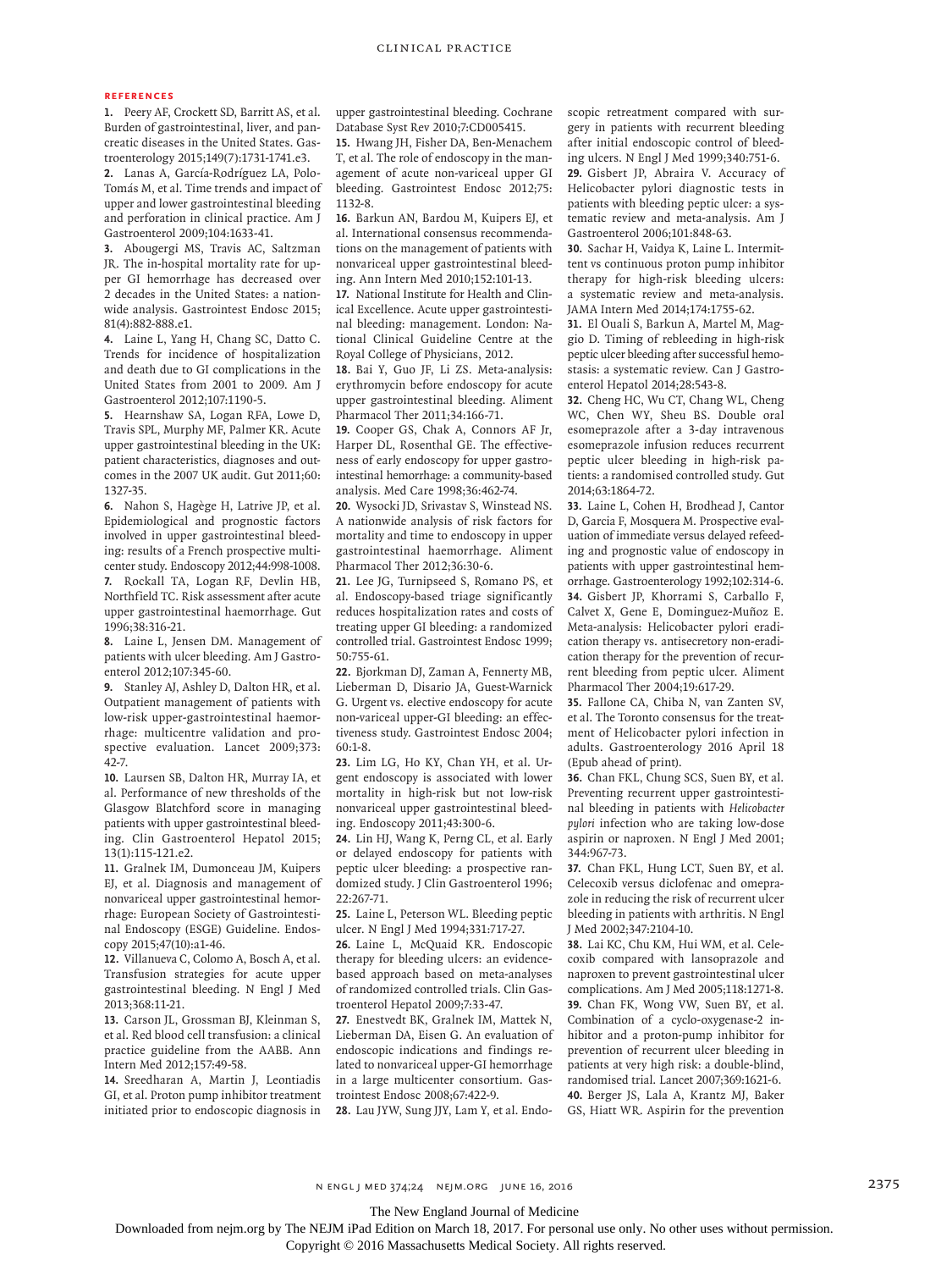## REFERENCES

1. Peery AF, Crockett SD, Barritt AS, et al. Burden of gastrointestinal, liver, and pancreatic diseases in the United States. Gastroenterology 2015;149(7):1731-1741.e3.
2. Lanas A, García-Rodríguez LA, Polo-Tomás M, et al. Time trends and impact of upper and lower gastrointestinal bleeding and perforation in clinical practice. Am J Gastroenterol 2009;104:1633-41.
3. Abougergi MS, Travis AC, Saltzman JR. The in-hospital mortality rate for upper GI hemorrhage has decreased over 2 decades in the United States: a nationwide analysis. Gastrointest Endosc 2015; 81(4):882-888.e1.
4. Laine L, Yang H, Chang SC, Datto C. Trends for incidence of hospitalization and death due to GI complications in the United States from 2001 to 2009. Am J Gastroenterol 2012;107:1190-5.
5. Hearnshaw SA, Logan RFA, Lowe D, Travis SPL, Murphy MF, Palmer KR. Acute upper gastrointestinal bleeding in the UK: patient characteristics, diagnoses and outcomes in the 2007 UK audit. Gut 2011;60: 1327-35.
6. Nahon S, Hagège H, Latrive JP, et al. Epidemiological and prognostic factors involved in upper gastrointestinal bleeding: results of a French prospective multicenter study. Endoscopy 2012;44:998-1008.
7. Rockall TA, Logan RF, Devlin HB, Northfield TC. Risk assessment after acute upper gastrointestinal haemorrhage. Gut 1996;38:316-21.
8. Laine L, Jensen DM. Management of patients with ulcer bleeding. Am J Gastroenterol 2012;107:345-60.
9. Stanley AJ, Ashley D, Dalton HR, et al. Outpatient management of patients with low-risk upper-gastrointestinal haemorrhage: multicentre validation and prospective evaluation. Lancet 2009;373: 42-7.
10. Laursen SB, Dalton HR, Murray IA, et al. Performance of new thresholds of the Glasgow Blatchford score in managing patients with upper gastrointestinal bleeding. Clin Gastroenterol Hepatol 2015; 13(1):115-121.e2.
11. Gralnek IM, Dumonceau JM, Kuipers EJ, et al. Diagnosis and management of nonvariceal upper gastrointestinal hemorrhage: European Society of Gastrointestinal Endoscopy (ESGE) Guideline. Endoscopy 2015;47(10):a1-46.
12. Villanueva C, Colomo A, Bosch A, et al. Transfusion strategies for acute upper gastrointestinal bleeding. N Engl J Med 2013;368:11-21.
13. Carson JL, Grossman BJ, Kleinman S, et al. Red blood cell transfusion: a clinical practice guideline from the AABB. Ann Intern Med 2012;157:49-58.
14. Sreedharan A, Martin J, Leontiadis GI, et al. Proton pump inhibitor treatment initiated prior to endoscopic diagnosis in upper gastrointestinal bleeding. Cochrane Database Syst Rev 2010;7:CD005415.
15. Hwang JH, Fisher DA, Ben-Menachem T, et al. The role of endoscopy in the management of acute non-variceal upper GI bleeding. Gastrointest Endosc 2012;75: 1132-8.
16. Barkun AN, Bardou M, Kuipers EJ, et al. International consensus recommendations on the management of patients with nonvariceal upper gastrointestinal bleeding. Ann Intern Med 2010;152:101-13.
17. National Institute for Health and Clinical Excellence. Acute upper gastrointestinal bleeding: management. London: National Clinical Guideline Centre at the Royal College of Physicians, 2012.
18. Bai Y, Guo JF, Li ZS. Meta-analysis: erythromycin before endoscopy for acute upper gastrointestinal bleeding. Aliment Pharmacol Ther 2011;34:166-71.
19. Cooper GS, Chak A, Connors AF Jr, Harper DL, Rosenthal GE. The effectiveness of early endoscopy for upper gastrointestinal hemorrhage: a community-based analysis. Med Care 1998;36:462-74.
20. Wysocki JD, Srivastav S, Winstead NS. A nationwide analysis of risk factors for mortality and time to endoscopy in upper gastrointestinal haemorrhage. Aliment Pharmacol Ther 2012;36:30-6.
21. Lee JG, Turnipseed S, Romano PS, et al. Endoscopy-based triage significantly reduces hospitalization rates and costs of treating upper GI bleeding: a randomized controlled trial. Gastrointest Endosc 1999; 50:755-61.
22. Bjorkman DJ, Zaman A, Fennerty MB, Lieberman D, Disario JA, Guest-Warnick G. Urgent vs. elective endoscopy for acute non-variceal upper-GI bleeding: an effectiveness study. Gastrointest Endosc 2004; 60:1-8.
23. Lim LG, Ho KY, Chan YH, et al. Urgent endoscopy is associated with lower mortality in high-risk but not low-risk nonvariceal upper gastrointestinal bleeding. Endoscopy 2011;43:300-6.
24. Lin HJ, Wang K, Perng CL, et al. Early or delayed endoscopy for patients with peptic ulcer bleeding: a prospective randomized study. J Clin Gastroenterol 1996; 22:267-71.
25. Laine L, Peterson WL. Bleeding peptic ulcer. N Engl J Med 1994;331:717-27.
26. Laine L, McQuaid KR. Endoscopic therapy for bleeding ulcers: an evidence-based approach based on meta-analyses of randomized controlled trials. Clin Gastroenterol Hepatol 2009;7:33-47.
27. Enestvedt BK, Gralnek IM, Mattek N, Lieberman DA, Eisen G. An evaluation of endoscopic indications and findings related to nonvariceal upper-GI hemorrhage in a large multicenter consortium. Gastrointest Endosc 2008;67:422-9.
28. Lau JYW, Sung JJY, Lam Y, et al. Endoscopic retreatment compared with surgery in patients with recurrent bleeding after initial endoscopic control of bleeding ulcers. N Engl J Med 1999;340:751-6.
29. Gisbert JP, Abraira V. Accuracy of Helicobacter pylori diagnostic tests in patients with bleeding peptic ulcer: a systematic review and meta-analysis. Am J Gastroenterol 2006;101:848-63.
30. Sachar H, Vaidya K, Laine L. Intermittent vs continuous proton pump inhibitor therapy for high-risk bleeding ulcers: a systematic review and meta-analysis. JAMA Intern Med 2014;174:1755-62.
31. El Ouali S, Barkun A, Martel M, Maggio D. Timing of rebleeding in high-risk peptic ulcer bleeding after successful hemostasis: a systematic review. Can J Gastroenterol Hepatol 2014;28:543-8.
32. Cheng HC, Wu CT, Chang WL, Cheng WC, Chen WY, Sheu BS. Double oral esomeprazole after a 3-day intravenous esomeprazole infusion reduces recurrent peptic ulcer bleeding in high-risk patients: a randomised controlled study. Gut 2014;63:1864-72.
33. Laine L, Cohen H, Brodhead J, Cantor D, Garcia F, Mosquera M. Prospective evaluation of immediate versus delayed refeeding and prognostic value of endoscopy in patients with upper gastrointestinal hemorrhage. Gastroenterology 1992;102:314-6.
34. Gisbert JP, Khorrami S, Carballo F, Calvet X, Gene E, Dominguez-Muñoz E. Meta-analysis: Helicobacter pylori eradication therapy vs. antisecretory non-eradication therapy for the prevention of recurrent bleeding from peptic ulcer. Aliment Pharmacol Ther 2004;19:617-29.
35. Fallone CA, Chiba N, van Zanten SV, et al. The Toronto consensus for the treatment of Helicobacter pylori infection in adults. Gastroenterology 2016 April 18 (Epub ahead of print).
36. Chan FKL, Chung SCS, Suen BY, et al. Preventing recurrent upper gastrointestinal bleeding in patients with *Helicobacter pylori* infection who are taking low-dose aspirin or naproxen. N Engl J Med 2001; 344:967-73.
37. Chan FKL, Hung LCT, Suen BY, et al. Celecoxib versus diclofenac and omeprazole in reducing the risk of recurrent ulcer bleeding in patients with arthritis. N Engl J Med 2002;347:2104-10.
38. Lai KC, Chu KM, Hui WM, et al. Celecoxib compared with lansoprazole and naproxen to prevent gastrointestinal ulcer complications. Am J Med 2005;118:1271-8.
39. Chan FK, Wong VW, Suen BY, et al. Combination of a cyclo-oxygenase-2 inhibitor and a proton-pump inhibitor for prevention of recurrent ulcer bleeding in patients at very high risk: a double-blind, randomised trial. Lancet 2007;369:1621-6.
40. Berger JS, Lala A, Krantz MJ, Baker GS, Hiatt WR. Aspirin for the prevention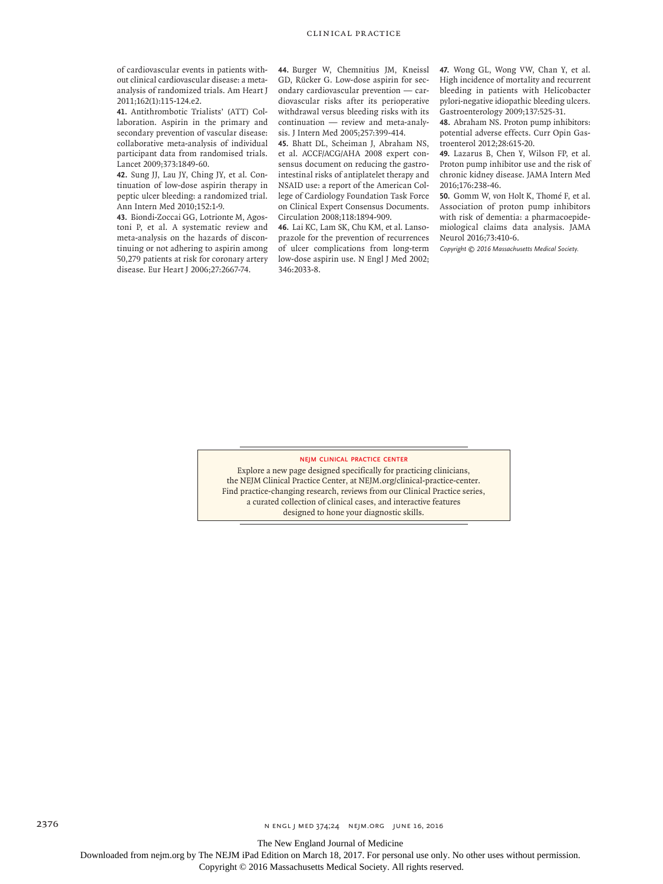of cardiovascular events in patients without clinical cardiovascular disease: a meta-analysis of randomized trials. Am Heart J 2011;162(1):115-124.e2.

**41.** Antithrombotic Trialists' (ATT) Collaboration. Aspirin in the primary and secondary prevention of vascular disease: collaborative meta-analysis of individual participant data from randomised trials. Lancet 2009;373:1849-60.

**42.** Sung JJ, Lau JY, Ching JY, et al. Continuation of low-dose aspirin therapy in peptic ulcer bleeding: a randomized trial. Ann Intern Med 2010;152:1-9.

**43.** Biondi-Zoccai GG, Lotrionte M, Agostoni P, et al. A systematic review and meta-analysis on the hazards of discontinuing or not adhering to aspirin among 50,279 patients at risk for coronary artery disease. Eur Heart J 2006;27:2667-74.

**44.** Burger W, Chemnitius JM, Kneissl GD, Rücker G. Low-dose aspirin for secondary cardiovascular prevention — cardiovascular risks after its perioperative withdrawal versus bleeding risks with its continuation — review and meta-analysis. J Intern Med 2005;257:399-414.

**45.** Bhatt DL, Scheiman J, Abraham NS, et al. ACCF/ACG/AHA 2008 expert consensus document on reducing the gastrointestinal risks of antiplatelet therapy and NSAID use: a report of the American College of Cardiology Foundation Task Force on Clinical Expert Consensus Documents. Circulation 2008;118:1894-909.

**46.** Lai KC, Lam SK, Chu KM, et al. Lansoprazole for the prevention of recurrences of ulcer complications from long-term low-dose aspirin use. N Engl J Med 2002; 346:2033-8.

**47.** Wong GL, Wong VW, Chan Y, et al. High incidence of mortality and recurrent bleeding in patients with Helicobacter pylori-negative idiopathic bleeding ulcers. Gastroenterology 2009;137:525-31.

**48.** Abraham NS. Proton pump inhibitors: potential adverse effects. Curr Opin Gastroenterol 2012;28:615-20.

**49.** Lazarus B, Chen Y, Wilson FP, et al. Proton pump inhibitor use and the risk of chronic kidney disease. JAMA Intern Med 2016;176:238-46.

**50.** Gomm W, von Holt K, Thomé F, et al. Association of proton pump inhibitors with risk of dementia: a pharmacoepidemiological claims data analysis. JAMA Neurol 2016;73:410-6.

*Copyright © 2016 Massachusetts Medical Society.*

**NEJM CLINICAL PRACTICE CENTER**

Explore a new page designed specifically for practicing clinicians, the NEJM Clinical Practice Center, at NEJM.org/clinical-practice-center. Find practice-changing research, reviews from our Clinical Practice series, a curated collection of clinical cases, and interactive features designed to hone your diagnostic skills.